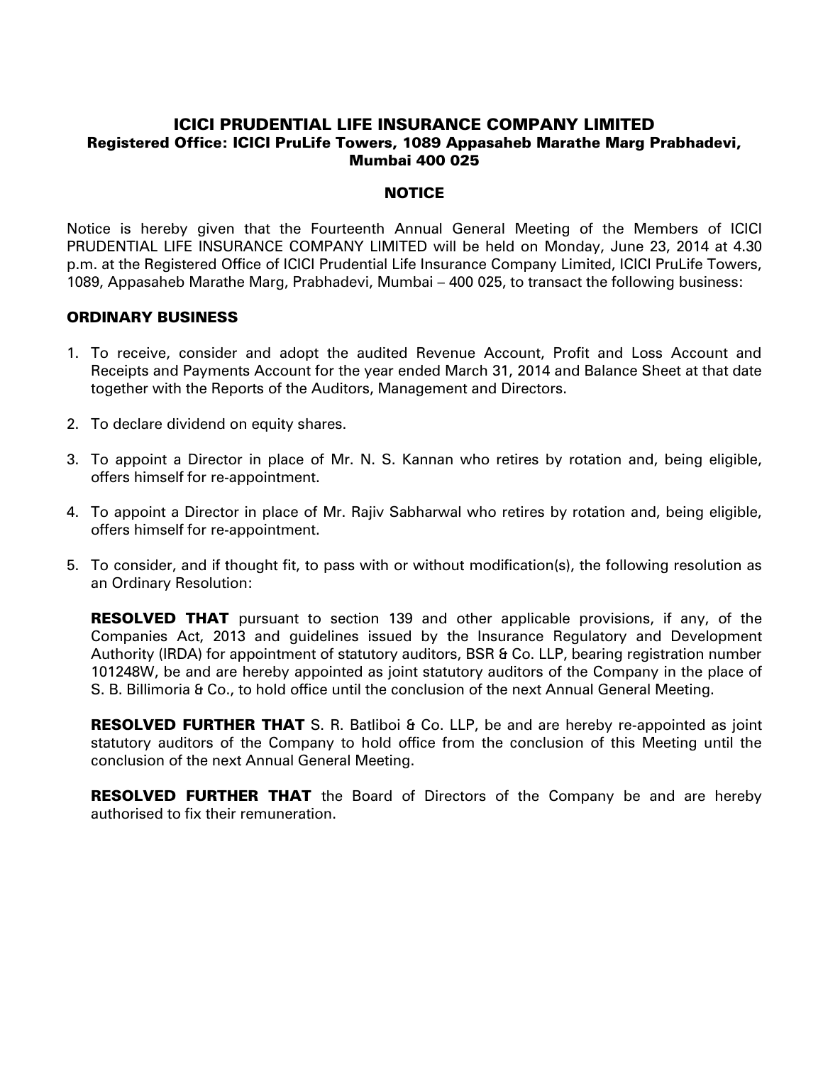# ICICI PRUDENTIAL LIFE INSURANCE COMPANY LIMITED

**Registered Office: ICICI PruLife Towers, 1089 Appasaheb Marathe Marg Prabhadevi, Mumbai 400 025**

## NOTICE

Notice is hereby given that the Fourteenth Annual General Meeting of the Members of ICICI PRUDENTIAL LIFE INSURANCE COMPANY LIMITED will be held on Monday, June 23, 2014 at 4.30 p.m. at the Registered Office of ICICI Prudential Life Insurance Company Limited, ICICI PruLife Towers, 1089, Appasaheb Marathe Marg, Prabhadevi, Mumbai – 400 025, to transact the following business:

## ORDINARY BUSINESS

1. To receive, consider and adopt the audited Revenue Account, Profit and Loss Account and Receipts and Payments Account for the year ended March 31, 2014 and Balance Sheet at that date together with the Reports of the Auditors, Management and Directors.

2. To declare dividend on equity shares.

3. To appoint a Director in place of Mr. N. S. Kannan who retires by rotation and, being eligible, offers himself for re-appointment.

4. To appoint a Director in place of Mr. Rajiv Sabharwal who retires by rotation and, being eligible, offers himself for re-appointment.

5. To consider, and if thought fit, to pass with or without modification(s), the following resolution as an Ordinary Resolution:

   **RESOLVED THAT** pursuant to section 139 and other applicable provisions, if any, of the Companies Act, 2013 and guidelines issued by the Insurance Regulatory and Development Authority (IRDA) for appointment of statutory auditors, BSR & Co. LLP, bearing registration number 101248W, be and are hereby appointed as joint statutory auditors of the Company in the place of S. B. Billimoria & Co., to hold office until the conclusion of the next Annual General Meeting.

   **RESOLVED FURTHER THAT** S. R. Batliboi & Co. LLP, be and are hereby re-appointed as joint statutory auditors of the Company to hold office from the conclusion of this Meeting until the conclusion of the next Annual General Meeting.

   **RESOLVED FURTHER THAT** the Board of Directors of the Company be and are hereby authorised to fix their remuneration.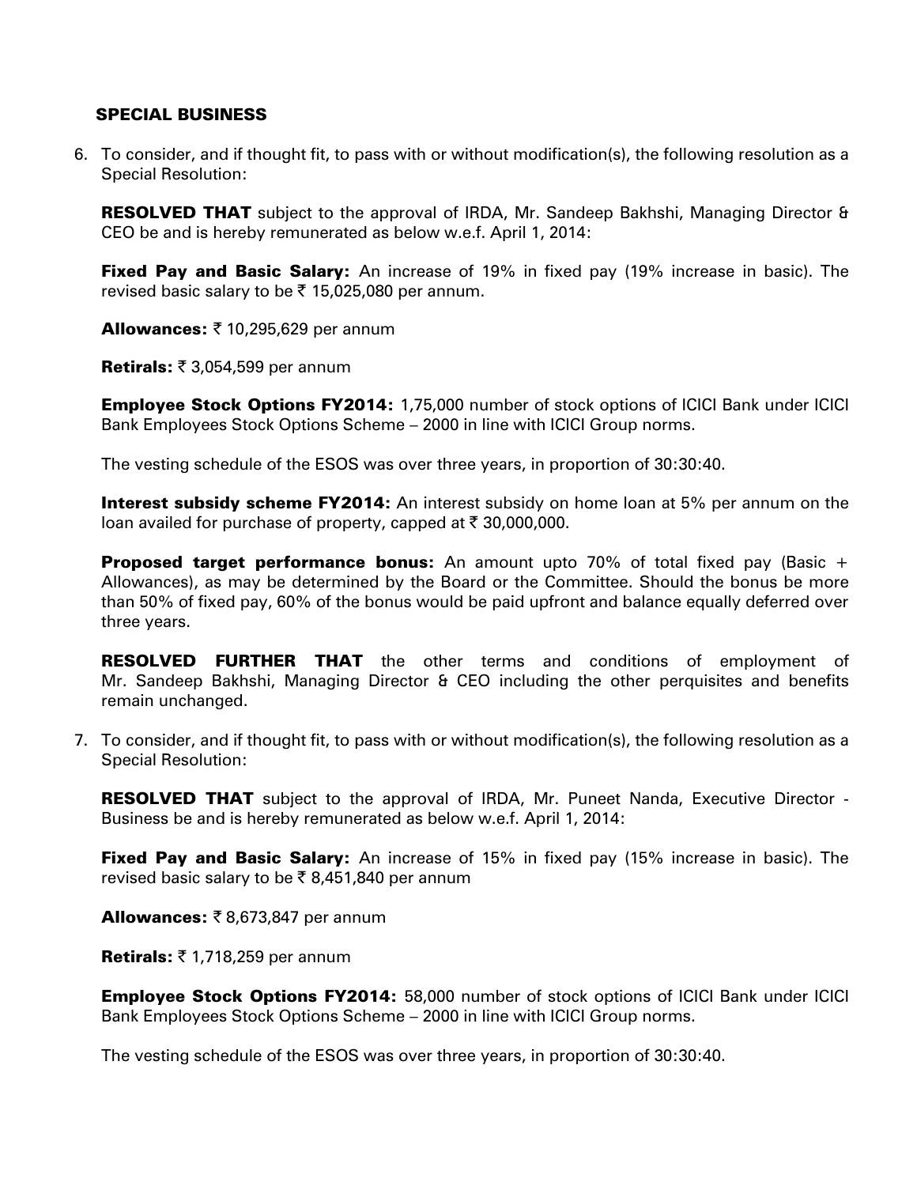## SPECIAL BUSINESS

6. To consider, and if thought fit, to pass with or without modification(s), the following resolution as a Special Resolution:

   **RESOLVED THAT** subject to the approval of IRDA, Mr. Sandeep Bakhshi, Managing Director & CEO be and is hereby remunerated as below w.e.f. April 1, 2014:

   **Fixed Pay and Basic Salary:** An increase of 19% in fixed pay (19% increase in basic). The revised basic salary to be ₹ 15,025,080 per annum.

   **Allowances:** ₹ 10,295,629 per annum

   **Retirals:** ₹ 3,054,599 per annum

   **Employee Stock Options FY2014:** 1,75,000 number of stock options of ICICI Bank under ICICI Bank Employees Stock Options Scheme – 2000 in line with ICICI Group norms.

   The vesting schedule of the ESOS was over three years, in proportion of 30:30:40.

   **Interest subsidy scheme FY2014:** An interest subsidy on home loan at 5% per annum on the loan availed for purchase of property, capped at ₹ 30,000,000.

   **Proposed target performance bonus:** An amount upto 70% of total fixed pay (Basic + Allowances), as may be determined by the Board or the Committee. Should the bonus be more than 50% of fixed pay, 60% of the bonus would be paid upfront and balance equally deferred over three years.

   **RESOLVED FURTHER THAT** the other terms and conditions of employment of Mr. Sandeep Bakhshi, Managing Director & CEO including the other perquisites and benefits remain unchanged.

7. To consider, and if thought fit, to pass with or without modification(s), the following resolution as a Special Resolution:

   **RESOLVED THAT** subject to the approval of IRDA, Mr. Puneet Nanda, Executive Director - Business be and is hereby remunerated as below w.e.f. April 1, 2014:

   **Fixed Pay and Basic Salary:** An increase of 15% in fixed pay (15% increase in basic). The revised basic salary to be ₹ 8,451,840 per annum

   **Allowances:** ₹ 8,673,847 per annum

   **Retirals:** ₹ 1,718,259 per annum

   **Employee Stock Options FY2014:** 58,000 number of stock options of ICICI Bank under ICICI Bank Employees Stock Options Scheme – 2000 in line with ICICI Group norms.

   The vesting schedule of the ESOS was over three years, in proportion of 30:30:40.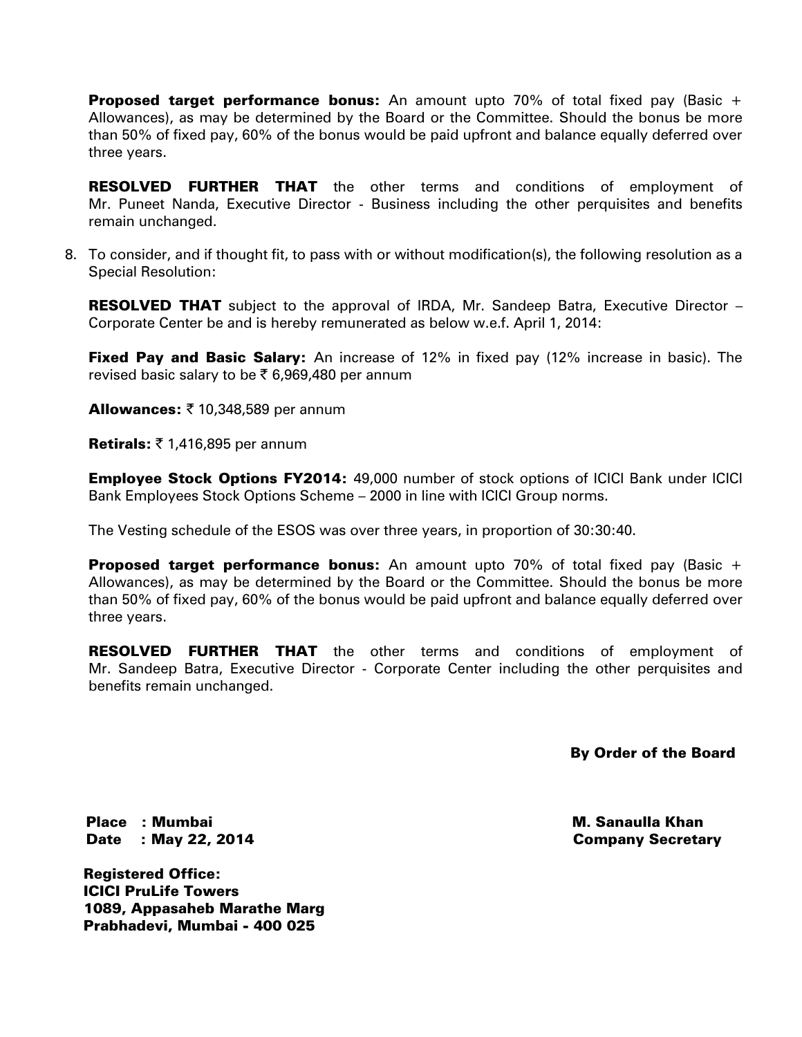**Proposed target performance bonus:** An amount upto 70% of total fixed pay (Basic + Allowances), as may be determined by the Board or the Committee. Should the bonus be more than 50% of fixed pay, 60% of the bonus would be paid upfront and balance equally deferred over three years.

**RESOLVED FURTHER THAT** the other terms and conditions of employment of Mr. Puneet Nanda, Executive Director - Business including the other perquisites and benefits remain unchanged.

8. To consider, and if thought fit, to pass with or without modification(s), the following resolution as a Special Resolution:

   **RESOLVED THAT** subject to the approval of IRDA, Mr. Sandeep Batra, Executive Director – Corporate Center be and is hereby remunerated as below w.e.f. April 1, 2014:

   **Fixed Pay and Basic Salary:** An increase of 12% in fixed pay (12% increase in basic). The revised basic salary to be ₹ 6,969,480 per annum

   **Allowances:** ₹ 10,348,589 per annum

   **Retirals:** ₹ 1,416,895 per annum

   **Employee Stock Options FY2014:** 49,000 number of stock options of ICICI Bank under ICICI Bank Employees Stock Options Scheme – 2000 in line with ICICI Group norms.

   The Vesting schedule of the ESOS was over three years, in proportion of 30:30:40.

   **Proposed target performance bonus:** An amount upto 70% of total fixed pay (Basic + Allowances), as may be determined by the Board or the Committee. Should the bonus be more than 50% of fixed pay, 60% of the bonus would be paid upfront and balance equally deferred over three years.

   **RESOLVED FURTHER THAT** the other terms and conditions of employment of Mr. Sandeep Batra, Executive Director - Corporate Center including the other perquisites and benefits remain unchanged.

**By Order of the Board**

**Place : Mumbai**
**Date : May 22, 2014**

**M. Sanaulla Khan**
**Company Secretary**

**Registered Office:**
**ICICI PruLife Towers**
**1089, Appasaheb Marathe Marg**
**Prabhadevi, Mumbai - 400 025**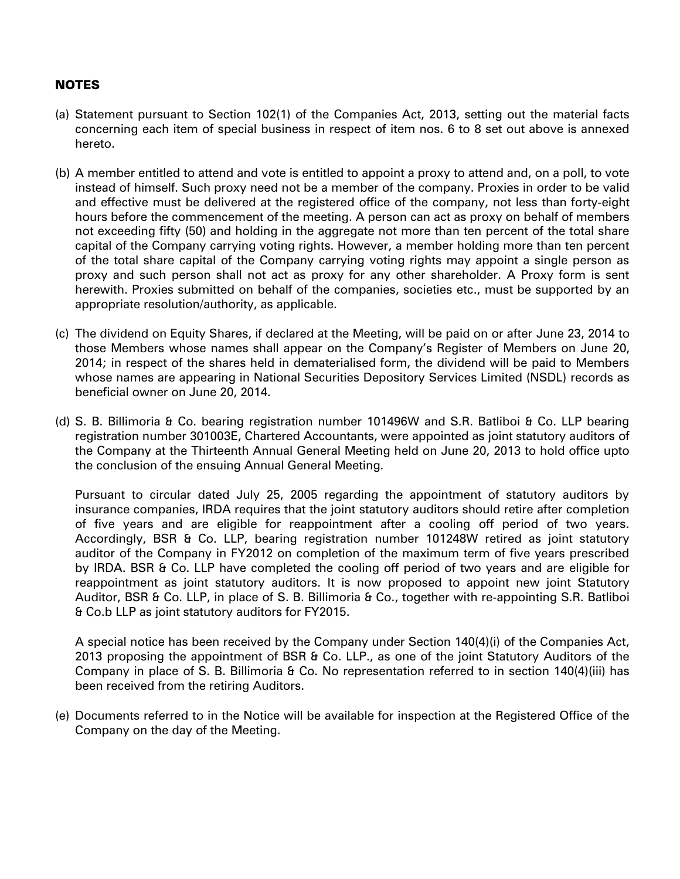## NOTES

(a) Statement pursuant to Section 102(1) of the Companies Act, 2013, setting out the material facts concerning each item of special business in respect of item nos. 6 to 8 set out above is annexed hereto.

(b) A member entitled to attend and vote is entitled to appoint a proxy to attend and, on a poll, to vote instead of himself. Such proxy need not be a member of the company. Proxies in order to be valid and effective must be delivered at the registered office of the company, not less than forty-eight hours before the commencement of the meeting. A person can act as proxy on behalf of members not exceeding fifty (50) and holding in the aggregate not more than ten percent of the total share capital of the Company carrying voting rights. However, a member holding more than ten percent of the total share capital of the Company carrying voting rights may appoint a single person as proxy and such person shall not act as proxy for any other shareholder. A Proxy form is sent herewith. Proxies submitted on behalf of the companies, societies etc., must be supported by an appropriate resolution/authority, as applicable.

(c) The dividend on Equity Shares, if declared at the Meeting, will be paid on or after June 23, 2014 to those Members whose names shall appear on the Company's Register of Members on June 20, 2014; in respect of the shares held in dematerialised form, the dividend will be paid to Members whose names are appearing in National Securities Depository Services Limited (NSDL) records as beneficial owner on June 20, 2014.

(d) S. B. Billimoria & Co. bearing registration number 101496W and S.R. Batliboi & Co. LLP bearing registration number 301003E, Chartered Accountants, were appointed as joint statutory auditors of the Company at the Thirteenth Annual General Meeting held on June 20, 2013 to hold office upto the conclusion of the ensuing Annual General Meeting.

   Pursuant to circular dated July 25, 2005 regarding the appointment of statutory auditors by insurance companies, IRDA requires that the joint statutory auditors should retire after completion of five years and are eligible for reappointment after a cooling off period of two years. Accordingly, BSR & Co. LLP, bearing registration number 101248W retired as joint statutory auditor of the Company in FY2012 on completion of the maximum term of five years prescribed by IRDA. BSR & Co. LLP have completed the cooling off period of two years and are eligible for reappointment as joint statutory auditors. It is now proposed to appoint new joint Statutory Auditor, BSR & Co. LLP, in place of S. B. Billimoria & Co., together with re-appointing S.R. Batliboi & Co.b LLP as joint statutory auditors for FY2015.

   A special notice has been received by the Company under Section 140(4)(i) of the Companies Act, 2013 proposing the appointment of BSR & Co. LLP., as one of the joint Statutory Auditors of the Company in place of S. B. Billimoria & Co. No representation referred to in section 140(4)(iii) has been received from the retiring Auditors.

(e) Documents referred to in the Notice will be available for inspection at the Registered Office of the Company on the day of the Meeting.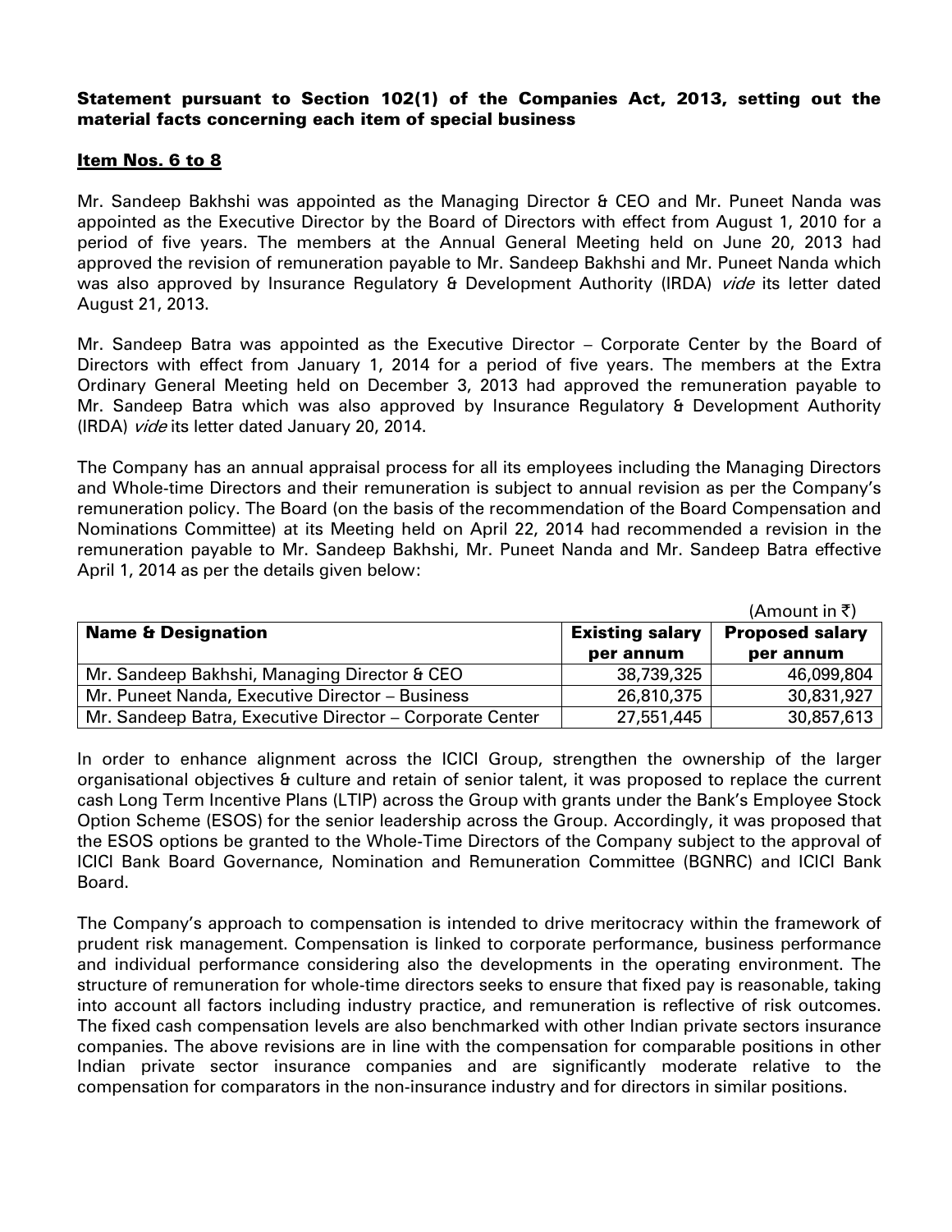**Statement pursuant to Section 102(1) of the Companies Act, 2013, setting out the material facts concerning each item of special business**

**Item Nos. 6 to 8**

Mr. Sandeep Bakhshi was appointed as the Managing Director & CEO and Mr. Puneet Nanda was appointed as the Executive Director by the Board of Directors with effect from August 1, 2010 for a period of five years. The members at the Annual General Meeting held on June 20, 2013 had approved the revision of remuneration payable to Mr. Sandeep Bakhshi and Mr. Puneet Nanda which was also approved by Insurance Regulatory & Development Authority (IRDA) *vide* its letter dated August 21, 2013.

Mr. Sandeep Batra was appointed as the Executive Director – Corporate Center by the Board of Directors with effect from January 1, 2014 for a period of five years. The members at the Extra Ordinary General Meeting held on December 3, 2013 had approved the remuneration payable to Mr. Sandeep Batra which was also approved by Insurance Regulatory & Development Authority (IRDA) *vide* its letter dated January 20, 2014.

The Company has an annual appraisal process for all its employees including the Managing Directors and Whole-time Directors and their remuneration is subject to annual revision as per the Company's remuneration policy. The Board (on the basis of the recommendation of the Board Compensation and Nominations Committee) at its Meeting held on April 22, 2014 had recommended a revision in the remuneration payable to Mr. Sandeep Bakhshi, Mr. Puneet Nanda and Mr. Sandeep Batra effective April 1, 2014 as per the details given below:

(Amount in ₹)

| Name & Designation | Existing salary per annum | Proposed salary per annum |
|---|---|---|
| Mr. Sandeep Bakhshi, Managing Director & CEO | 38,739,325 | 46,099,804 |
| Mr. Puneet Nanda, Executive Director – Business | 26,810,375 | 30,831,927 |
| Mr. Sandeep Batra, Executive Director – Corporate Center | 27,551,445 | 30,857,613 |

In order to enhance alignment across the ICICI Group, strengthen the ownership of the larger organisational objectives & culture and retain of senior talent, it was proposed to replace the current cash Long Term Incentive Plans (LTIP) across the Group with grants under the Bank's Employee Stock Option Scheme (ESOS) for the senior leadership across the Group. Accordingly, it was proposed that the ESOS options be granted to the Whole-Time Directors of the Company subject to the approval of ICICI Bank Board Governance, Nomination and Remuneration Committee (BGNRC) and ICICI Bank Board.

The Company's approach to compensation is intended to drive meritocracy within the framework of prudent risk management. Compensation is linked to corporate performance, business performance and individual performance considering also the developments in the operating environment. The structure of remuneration for whole-time directors seeks to ensure that fixed pay is reasonable, taking into account all factors including industry practice, and remuneration is reflective of risk outcomes. The fixed cash compensation levels are also benchmarked with other Indian private sectors insurance companies. The above revisions are in line with the compensation for comparable positions in other Indian private sector insurance companies and are significantly moderate relative to the compensation for comparators in the non-insurance industry and for directors in similar positions.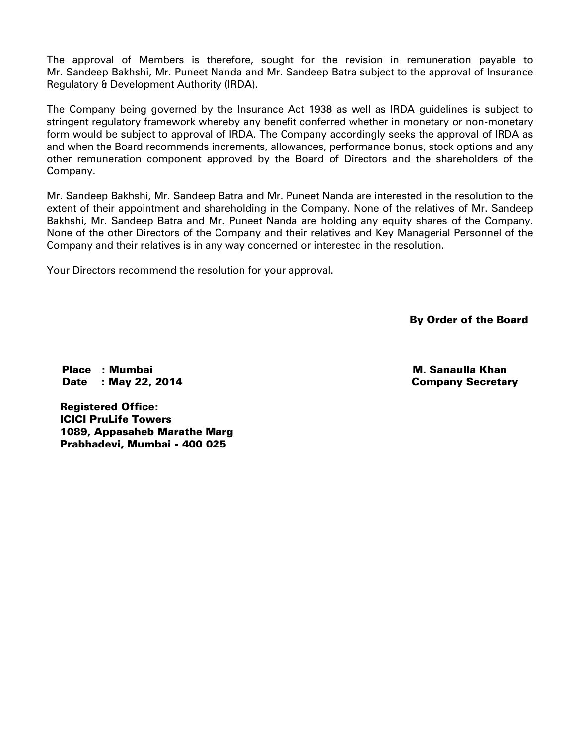The approval of Members is therefore, sought for the revision in remuneration payable to Mr. Sandeep Bakhshi, Mr. Puneet Nanda and Mr. Sandeep Batra subject to the approval of Insurance Regulatory & Development Authority (IRDA).

The Company being governed by the Insurance Act 1938 as well as IRDA guidelines is subject to stringent regulatory framework whereby any benefit conferred whether in monetary or non-monetary form would be subject to approval of IRDA. The Company accordingly seeks the approval of IRDA as and when the Board recommends increments, allowances, performance bonus, stock options and any other remuneration component approved by the Board of Directors and the shareholders of the Company.

Mr. Sandeep Bakhshi, Mr. Sandeep Batra and Mr. Puneet Nanda are interested in the resolution to the extent of their appointment and shareholding in the Company. None of the relatives of Mr. Sandeep Bakhshi, Mr. Sandeep Batra and Mr. Puneet Nanda are holding any equity shares of the Company. None of the other Directors of the Company and their relatives and Key Managerial Personnel of the Company and their relatives is in any way concerned or interested in the resolution.

Your Directors recommend the resolution for your approval.

**By Order of the Board**

**Place : Mumbai**
**Date : May 22, 2014**

**M. Sanaulla Khan**
**Company Secretary**

**Registered Office:**
**ICICI PruLife Towers**
**1089, Appasaheb Marathe Marg**
**Prabhadevi, Mumbai - 400 025**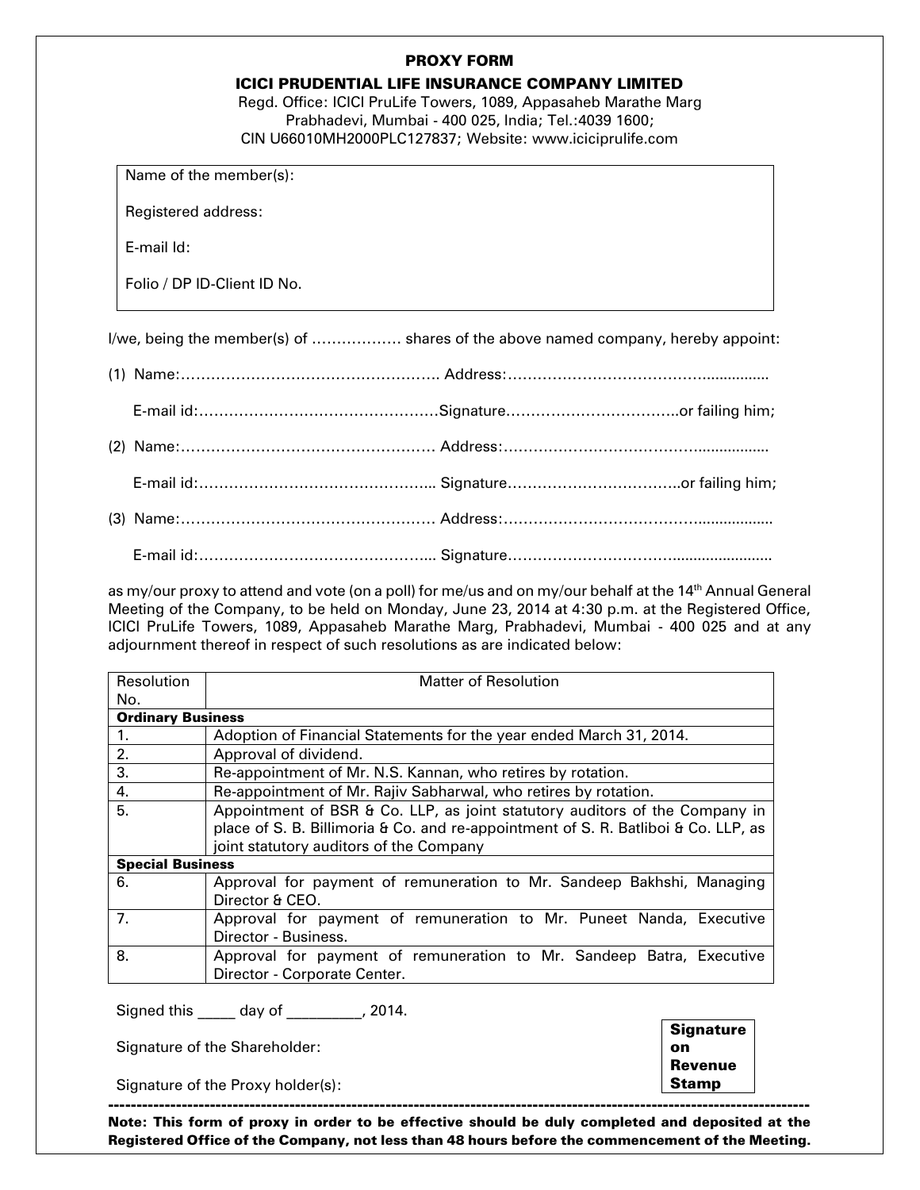# PROXY FORM

## ICICI PRUDENTIAL LIFE INSURANCE COMPANY LIMITED

Regd. Office: ICICI PruLife Towers, 1089, Appasaheb Marathe Marg
Prabhadevi, Mumbai - 400 025, India; Tel.:4039 1600;
CIN U66010MH2000PLC127837; Website: www.iciciprulife.com

Name of the member(s):

Registered address:

E-mail Id:

Folio / DP ID-Client ID No.

I/we, being the member(s) of ……………… shares of the above named company, hereby appoint:

(1) Name:……………………………………………. Address:……………………………………..............

E-mail id:…………………………………………Signature……………………………..or failing him;

(2) Name:…………………………………………… Address:……………………………………..............

E-mail id:………………………………………... Signature……………………………..or failing him;

(3) Name:…………………………………………… Address:……………………………………..............

E-mail id:………………………………………... Signature……………………………......................

as my/our proxy to attend and vote (on a poll) for me/us and on my/our behalf at the 14th Annual General Meeting of the Company, to be held on Monday, June 23, 2014 at 4:30 p.m. at the Registered Office, ICICI PruLife Towers, 1089, Appasaheb Marathe Marg, Prabhadevi, Mumbai - 400 025 and at any adjournment thereof in respect of such resolutions as are indicated below:

| Resolution No. | Matter of Resolution |
|---|---|
| **Ordinary Business** | |
| 1. | Adoption of Financial Statements for the year ended March 31, 2014. |
| 2. | Approval of dividend. |
| 3. | Re-appointment of Mr. N.S. Kannan, who retires by rotation. |
| 4. | Re-appointment of Mr. Rajiv Sabharwal, who retires by rotation. |
| 5. | Appointment of BSR & Co. LLP, as joint statutory auditors of the Company in place of S. B. Billimoria & Co. and re-appointment of S. R. Batliboi & Co. LLP, as joint statutory auditors of the Company |
| **Special Business** | |
| 6. | Approval for payment of remuneration to Mr. Sandeep Bakhshi, Managing Director & CEO. |
| 7. | Approval for payment of remuneration to Mr. Puneet Nanda, Executive Director - Business. |
| 8. | Approval for payment of remuneration to Mr. Sandeep Batra, Executive Director - Corporate Center. |

Signed this _____ day of _________, 2014.

Signature of the Shareholder:

**Signature on Revenue Stamp**

Signature of the Proxy holder(s):

---

**Note: This form of proxy in order to be effective should be duly completed and deposited at the Registered Office of the Company, not less than 48 hours before the commencement of the Meeting.**